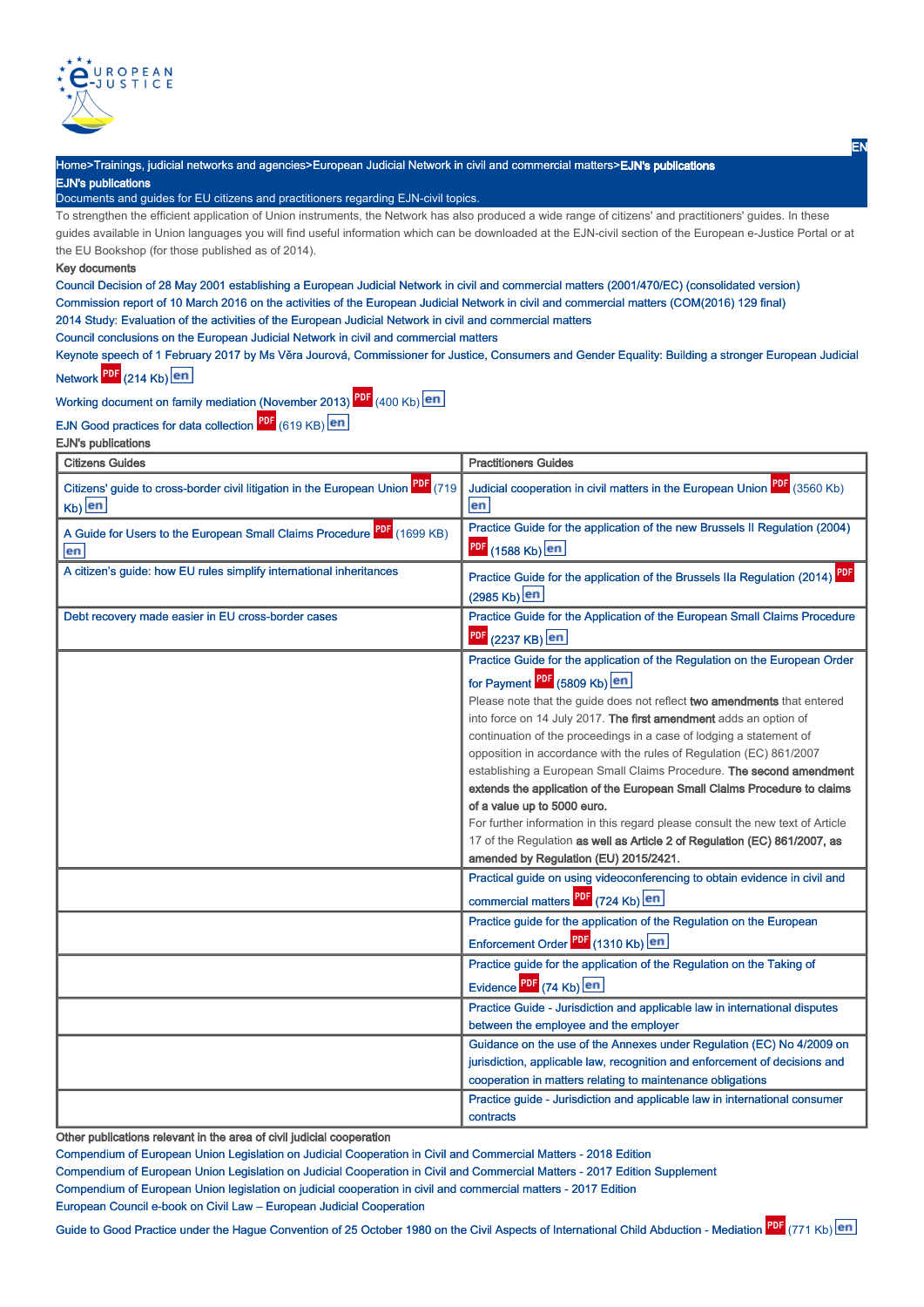Home>Trainings, judicial networks and agencies>European Judicial Network in civil and commercial matters>**EJN's publications**

# EJN's publications

Documents and guides for EU citizens and practitioners regarding EJN-civil topics.

To strengthen the efficient application of Union instruments, the Network has also produced a wide range of citizens' and practitioners' guides. In these guides available in Union languages you will find useful information which can be downloaded at the EJN-civil section of the European e-Justice Portal or at the EU Bookshop (for those published as of 2014).

**Key documents**

Council Decision of 28 May 2001 establishing a European Judicial Network in civil and commercial matters (2001/470/EC) (consolidated version)

Commission report of 10 March 2016 on the activities of the European Judicial Network in civil and commercial matters (COM(2016) 129 final)

2014 Study: Evaluation of the activities of the European Judicial Network in civil and commercial matters

Council conclusions on the European Judicial Network in civil and commercial matters

Keynote speech of 1 February 2017 by Ms Věra Jourová, Commissioner for Justice, Consumers and Gender Equality: Building a stronger European Judicial Network PDF (214 Kb) en

Working document on family mediation (November 2013) PDF (400 Kb) en

EJN Good practices for data collection PDF (619 KB) en

**EJN's publications**

| Citizens Guides | Practitioners Guides |
|---|---|
| Citizens' guide to cross-border civil litigation in the European Union PDF (719 Kb) en | Judicial cooperation in civil matters in the European Union PDF (3560 Kb) en |
| A Guide for Users to the European Small Claims Procedure PDF (1699 KB) en | Practice Guide for the application of the new Brussels II Regulation (2004) PDF (1588 Kb) en |
| A citizen's guide: how EU rules simplify international inheritances | Practice Guide for the application of the Brussels IIa Regulation (2014) PDF (2985 Kb) en |
| Debt recovery made easier in EU cross-border cases | Practice Guide for the Application of the European Small Claims Procedure PDF (2237 KB) en |
| | Practice Guide for the application of the Regulation on the European Order for Payment PDF (5809 Kb) en<br>Please note that the guide does not reflect **two amendments** that entered into force on 14 July 2017. **The first amendment** adds an option of continuation of the proceedings in a case of lodging a statement of opposition in accordance with the rules of Regulation (EC) 861/2007 establishing a European Small Claims Procedure. **The second amendment extends the application of the European Small Claims Procedure to claims of a value up to 5000 euro.**<br>For further information in this regard please consult the new text of Article 17 of the Regulation **as well as Article 2 of Regulation (EC) 861/2007, as amended by Regulation (EU) 2015/2421.** |
| | Practical guide on using videoconferencing to obtain evidence in civil and commercial matters PDF (724 Kb) en |
| | Practice guide for the application of the Regulation on the European Enforcement Order PDF (1310 Kb) en |
| | Practice guide for the application of the Regulation on the Taking of Evidence PDF (74 Kb) en |
| | Practice Guide - Jurisdiction and applicable law in international disputes between the employee and the employer |
| | Guidance on the use of the Annexes under Regulation (EC) No 4/2009 on jurisdiction, applicable law, recognition and enforcement of decisions and cooperation in matters relating to maintenance obligations |
| | Practice guide - Jurisdiction and applicable law in international consumer contracts |

**Other publications relevant in the area of civil judicial cooperation**

Compendium of European Union Legislation on Judicial Cooperation in Civil and Commercial Matters - 2018 Edition

Compendium of European Union Legislation on Judicial Cooperation in Civil and Commercial Matters - 2017 Edition Supplement

Compendium of European Union legislation on judicial cooperation in civil and commercial matters - 2017 Edition

European Council e-book on Civil Law – European Judicial Cooperation

Guide to Good Practice under the Hague Convention of 25 October 1980 on the Civil Aspects of International Child Abduction - Mediation PDF (771 Kb) en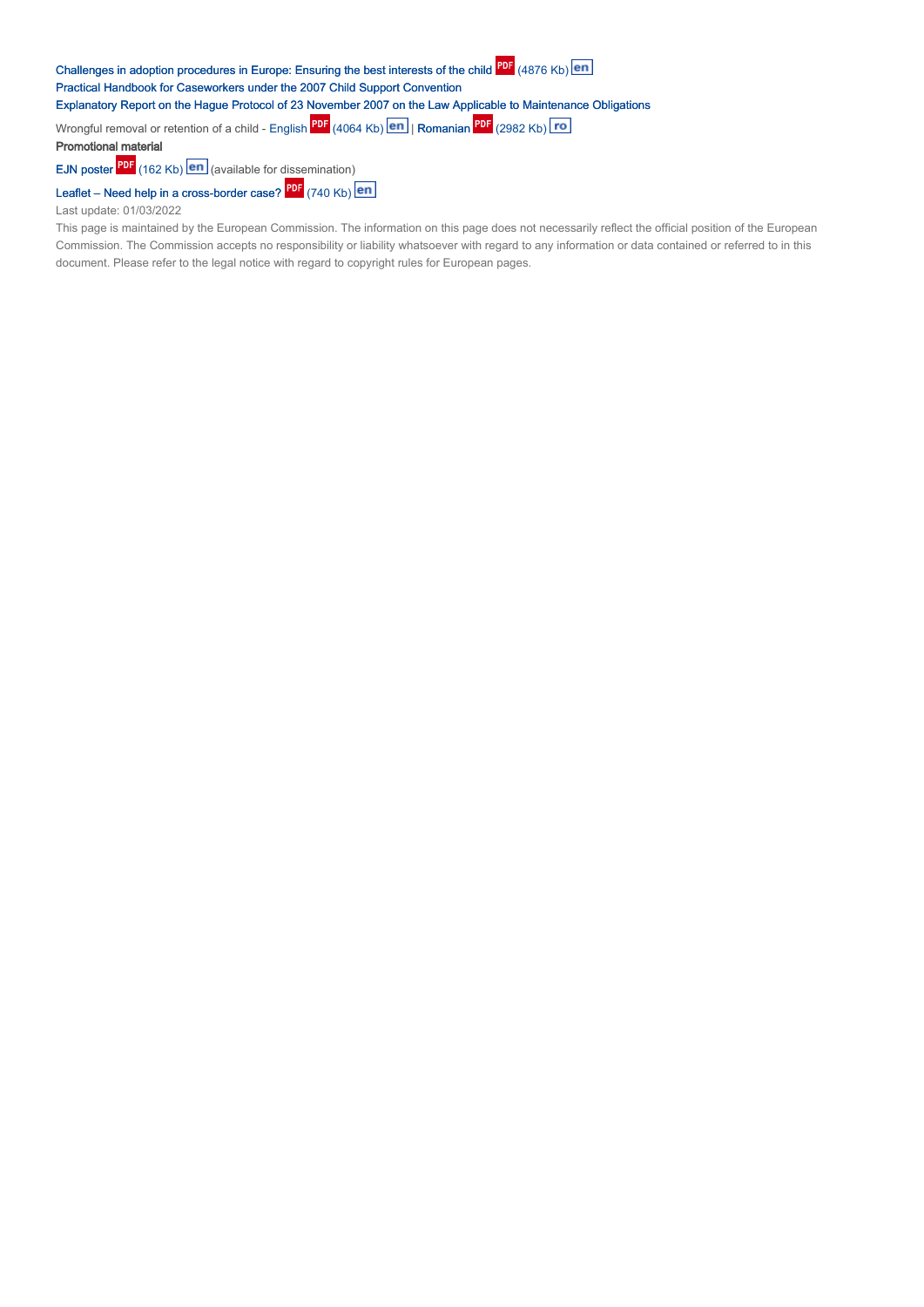Challenges in adoption procedures in Europe: Ensuring the best interests of the child PDF (4876 Kb) en

Practical Handbook for Caseworkers under the 2007 Child Support Convention

Explanatory Report on the Hague Protocol of 23 November 2007 on the Law Applicable to Maintenance Obligations

Wrongful removal or retention of a child - English PDF (4064 Kb) en | Romanian PDF (2982 Kb) ro

**Promotional material**

EJN poster PDF (162 Kb) en (available for dissemination)

Leaflet – Need help in a cross-border case? PDF (740 Kb) en

Last update: 01/03/2022

This page is maintained by the European Commission. The information on this page does not necessarily reflect the official position of the European Commission. The Commission accepts no responsibility or liability whatsoever with regard to any information or data contained or referred to in this document. Please refer to the legal notice with regard to copyright rules for European pages.